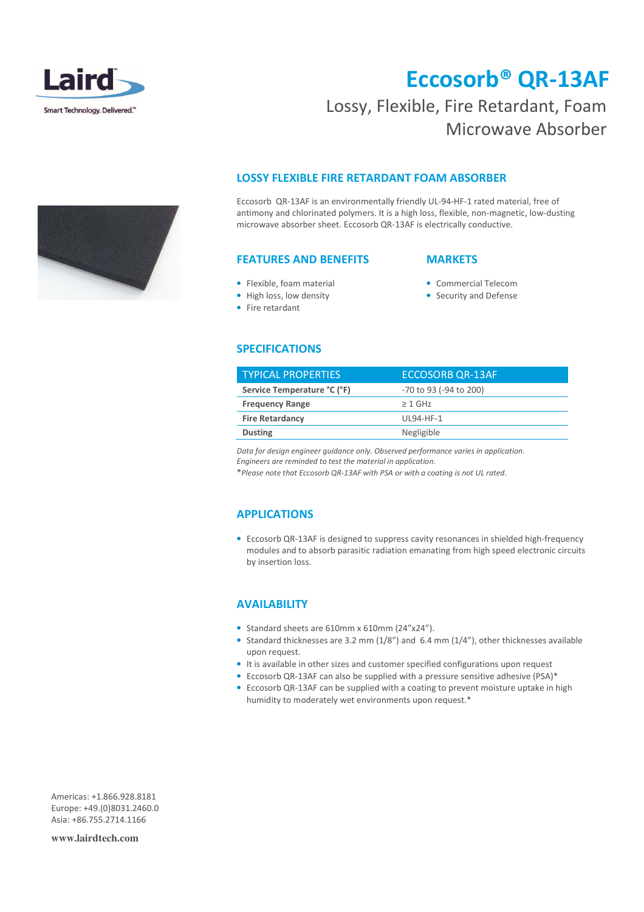# Eccosorb® QR-13AF

Lossy, Flexible, Fire Retardant, Foam Microwave Absorber

## LOSSY FLEXIBLE FIRE RETARDANT FOAM ABSORBER

Eccosorb QR-13AF is an environmentally friendly UL-94-HF-1 rated material, free of antimony and chlorinated polymers. It is a high loss, flexible, non-magnetic, low-dusting microwave absorber sheet. Eccosorb QR-13AF is electrically conductive.

## FEATURES AND BENEFITS

- Flexible, foam material
- High loss, low density
- Fire retardant

## MARKETS

- Commercial Telecom
- Security and Defense

## SPECIFICATIONS

| TYPICAL PROPERTIES | ECCOSORB QR-13AF |
|---|---|
| **Service Temperature °C (°F)** | -70 to 93 (-94 to 200) |
| **Frequency Range** | ≥ 1 GHz |
| **Fire Retardancy** | UL94-HF-1 |
| **Dusting** | Negligible |

*Data for design engineer guidance only. Observed performance varies in application. Engineers are reminded to test the material in application.*
*Please note that Eccosorb QR-13AF with PSA or with a coating is not UL rated.*

## APPLICATIONS

- Eccosorb QR-13AF is designed to suppress cavity resonances in shielded high-frequency modules and to absorb parasitic radiation emanating from high speed electronic circuits by insertion loss.

## AVAILABILITY

- Standard sheets are 610mm x 610mm (24"x24").
- Standard thicknesses are 3.2 mm (1/8") and 6.4 mm (1/4"), other thicknesses available upon request.
- It is available in other sizes and customer specified configurations upon request
- Eccosorb QR-13AF can also be supplied with a pressure sensitive adhesive (PSA)*
- Eccosorb QR-13AF can be supplied with a coating to prevent moisture uptake in high humidity to moderately wet environments upon request.*

Americas: +1.866.928.8181
Europe: +49.(0)8031.2460.0
Asia: +86.755.2714.1166

**www.lairdtech.com**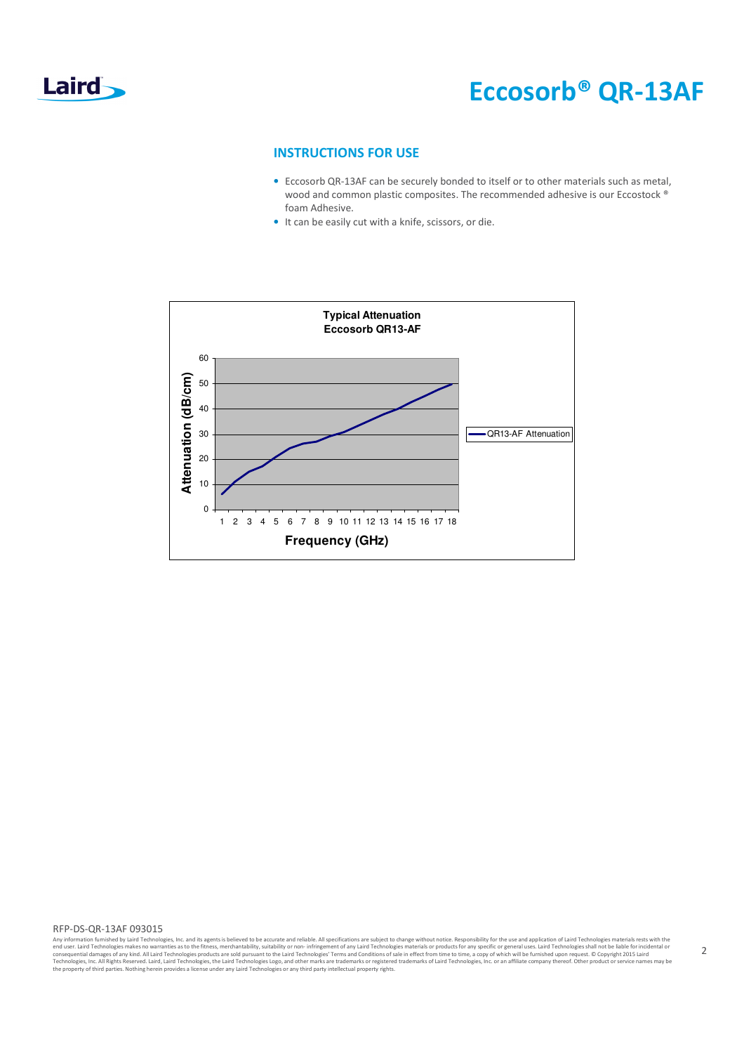# Eccosorb® QR-13AF

## INSTRUCTIONS FOR USE

- Eccosorb QR-13AF can be securely bonded to itself or to other materials such as metal, wood and common plastic composites. The recommended adhesive is our Eccostock ® foam Adhesive.
- It can be easily cut with a knife, scissors, or die.

Typical Attenuation
Eccosorb QR13-AF

Attenuation (dB/cm)

0
10
20
30
40
50
60

1 2 3 4 5 6 7 8 9 10 11 12 13 14 15 16 17 18

Frequency (GHz)

QR13-AF Attenuation

RFP-DS-QR-13AF 093015

Any information furnished by Laird Technologies, Inc. and its agents is believed to be accurate and reliable. All specifications are subject to change without notice. Responsibility for the use and application of Laird Technologies materials rests with the end user. Laird Technologies makes no warranties as to the fitness, merchantability, suitability or non- infringement of any Laird Technologies materials or products for any specific or general uses. Laird Technologies shall not be liable for incidental or consequential damages of any kind. All Laird Technologies products are sold pursuant to the Laird Technologies' Terms and Conditions of sale in effect from time to time, a copy of which will be furnished upon request. © Copyright 2015 Laird Technologies, Inc. All Rights Reserved. Laird, Laird Technologies, the Laird Technologies Logo, and other marks are trademarks or registered trademarks of Laird Technologies, Inc. or an affiliate company thereof. Other product or service names may be the property of third parties. Nothing herein provides a license under any Laird Technologies or any third party intellectual property rights.